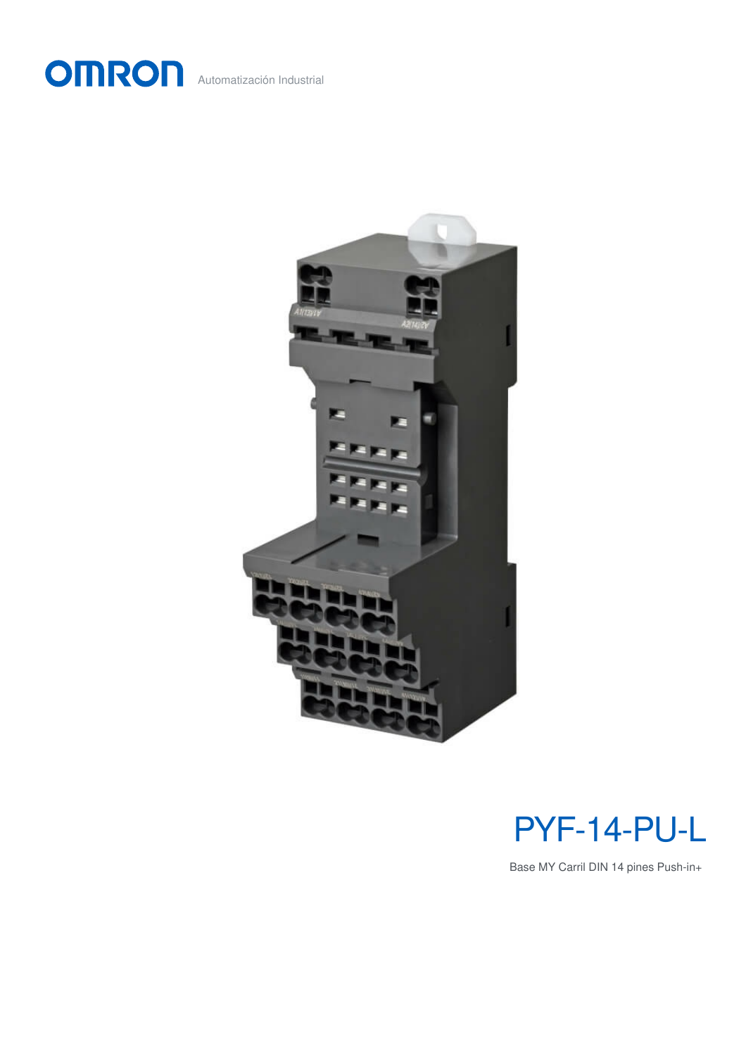Automatización Industrial

# PYF-14-PU-L

Base MY Carril DIN 14 pines Push-in+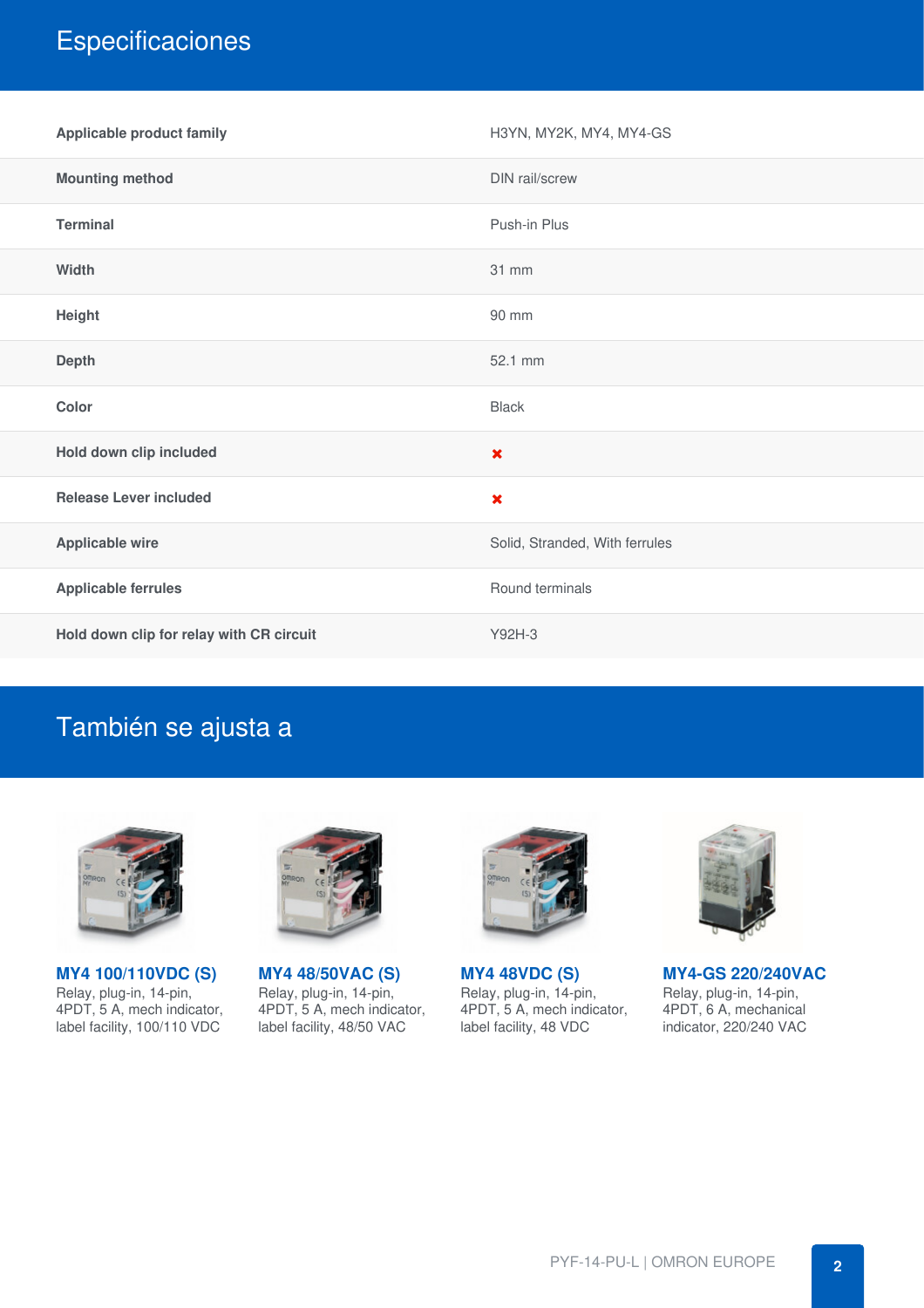# Especificaciones

| | |
|---|---|
| **Applicable product family** | H3YN, MY2K, MY4, MY4-GS |
| **Mounting method** | DIN rail/screw |
| **Terminal** | Push-in Plus |
| **Width** | 31 mm |
| **Height** | 90 mm |
| **Depth** | 52.1 mm |
| **Color** | Black |
| **Hold down clip included** | ✖ |
| **Release Lever included** | ✖ |
| **Applicable wire** | Solid, Stranded, With ferrules |
| **Applicable ferrules** | Round terminals |
| **Hold down clip for relay with CR circuit** | Y92H-3 |

# También se ajusta a

**MY4 100/110VDC (S)**
Relay, plug-in, 14-pin, 4PDT, 5 A, mech indicator, label facility, 100/110 VDC

**MY4 48/50VAC (S)**
Relay, plug-in, 14-pin, 4PDT, 5 A, mech indicator, label facility, 48/50 VAC

**MY4 48VDC (S)**
Relay, plug-in, 14-pin, 4PDT, 5 A, mech indicator, label facility, 48 VDC

**MY4-GS 220/240VAC**
Relay, plug-in, 14-pin, 4PDT, 6 A, mechanical indicator, 220/240 VAC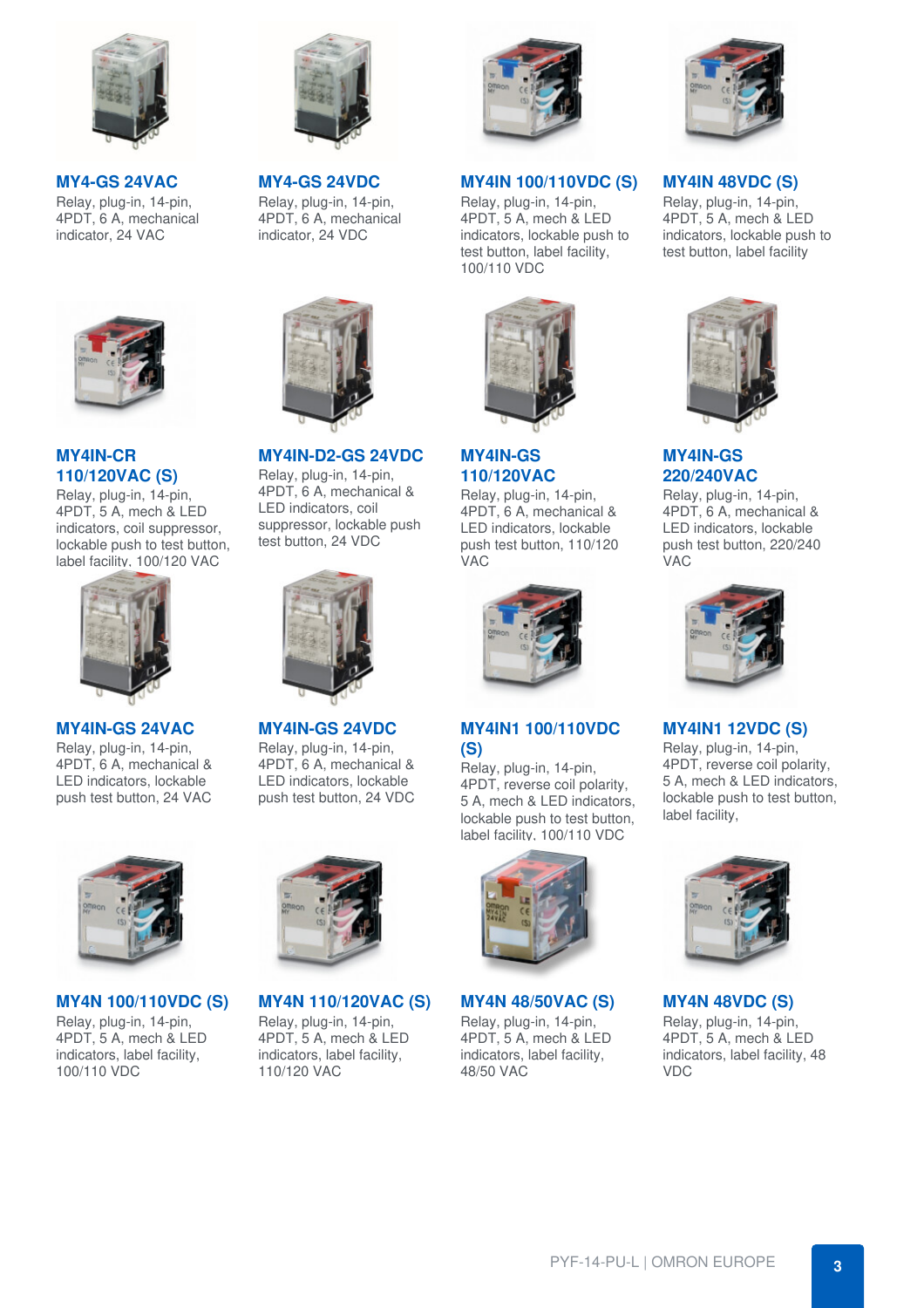**MY4-GS 24VAC**
Relay, plug-in, 14-pin, 4PDT, 6 A, mechanical indicator, 24 VAC

**MY4-GS 24VDC**
Relay, plug-in, 14-pin, 4PDT, 6 A, mechanical indicator, 24 VDC

**MY4IN 100/110VDC (S)**
Relay, plug-in, 14-pin, 4PDT, 5 A, mech & LED indicators, lockable push to test button, label facility, 100/110 VDC

**MY4IN 48VDC (S)**
Relay, plug-in, 14-pin, 4PDT, 5 A, mech & LED indicators, lockable push to test button, label facility

**MY4IN-CR 110/120VAC (S)**
Relay, plug-in, 14-pin, 4PDT, 5 A, mech & LED indicators, coil suppressor, lockable push to test button, label facility, 100/120 VAC

**MY4IN-D2-GS 24VDC**
Relay, plug-in, 14-pin, 4PDT, 6 A, mechanical & LED indicators, coil suppressor, lockable push test button, 24 VDC

**MY4IN-GS 110/120VAC**
Relay, plug-in, 14-pin, 4PDT, 6 A, mechanical & LED indicators, lockable push test button, 110/120 VAC

**MY4IN-GS 220/240VAC**
Relay, plug-in, 14-pin, 4PDT, 6 A, mechanical & LED indicators, lockable push test button, 220/240 VAC

**MY4IN-GS 24VAC**
Relay, plug-in, 14-pin, 4PDT, 6 A, mechanical & LED indicators, lockable push test button, 24 VAC

**MY4IN-GS 24VDC**
Relay, plug-in, 14-pin, 4PDT, 6 A, mechanical & LED indicators, lockable push test button, 24 VDC

**MY4IN1 100/110VDC (S)**
Relay, plug-in, 14-pin, 4PDT, reverse coil polarity, 5 A, mech & LED indicators, lockable push to test button, label facility, 100/110 VDC

**MY4IN1 12VDC (S)**
Relay, plug-in, 14-pin, 4PDT, reverse coil polarity, 5 A, mech & LED indicators, lockable push to test button, label facility,

**MY4N 100/110VDC (S)**
Relay, plug-in, 14-pin, 4PDT, 5 A, mech & LED indicators, label facility, 100/110 VDC

**MY4N 110/120VAC (S)**
Relay, plug-in, 14-pin, 4PDT, 5 A, mech & LED indicators, label facility, 110/120 VAC

**MY4N 48/50VAC (S)**
Relay, plug-in, 14-pin, 4PDT, 5 A, mech & LED indicators, label facility, 48/50 VAC

**MY4N 48VDC (S)**
Relay, plug-in, 14-pin, 4PDT, 5 A, mech & LED indicators, label facility, 48 VDC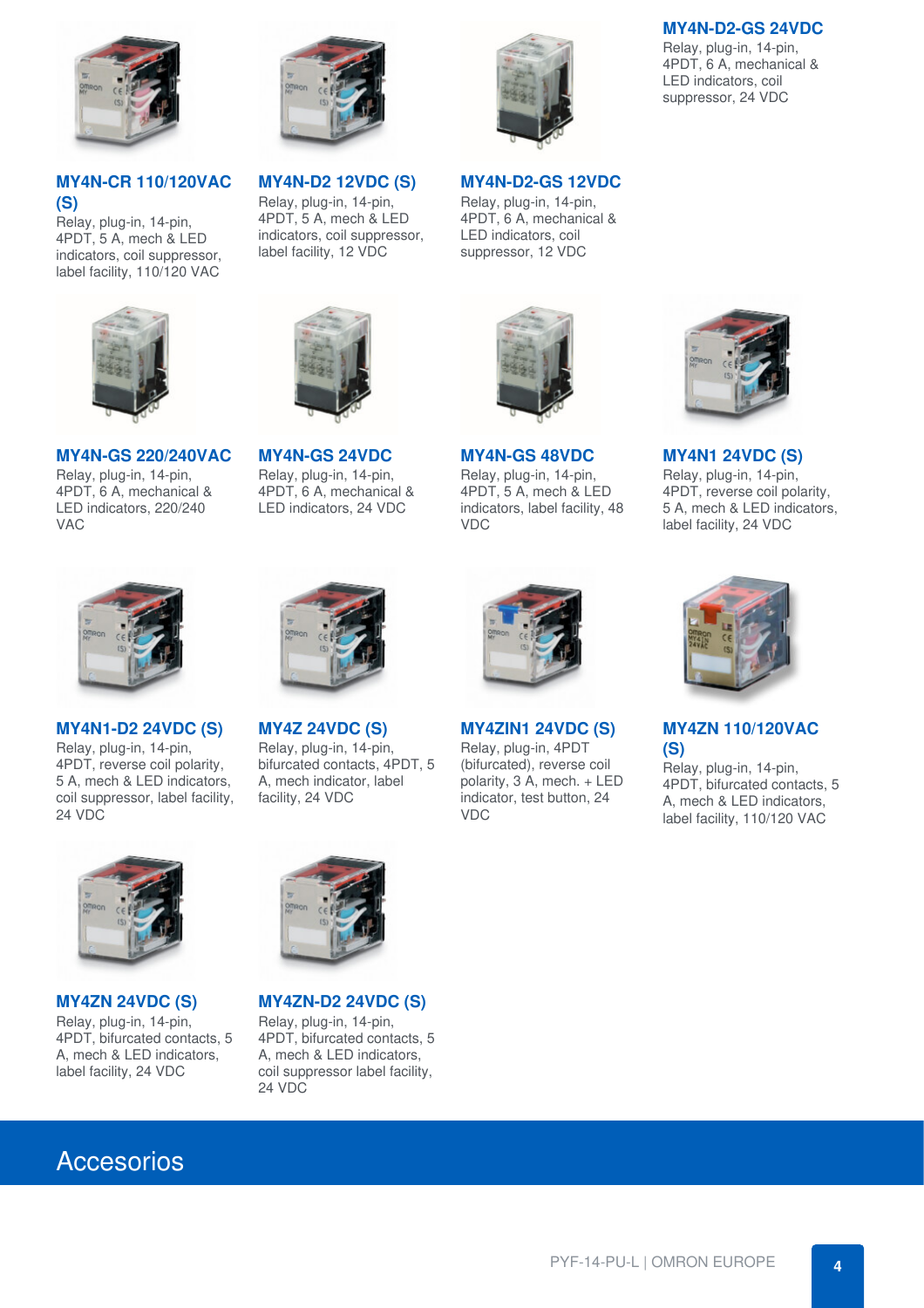### MY4N-D2-GS 24VDC

Relay, plug-in, 14-pin, 4PDT, 6 A, mechanical & LED indicators, coil suppressor, 24 VDC

### MY4N-CR 110/120VAC (S)

Relay, plug-in, 14-pin, 4PDT, 5 A, mech & LED indicators, coil suppressor, label facility, 110/120 VAC

### MY4N-D2 12VDC (S)

Relay, plug-in, 14-pin, 4PDT, 5 A, mech & LED indicators, coil suppressor, label facility, 12 VDC

### MY4N-D2-GS 12VDC

Relay, plug-in, 14-pin, 4PDT, 6 A, mechanical & LED indicators, coil suppressor, 12 VDC

### MY4N-GS 220/240VAC

Relay, plug-in, 14-pin, 4PDT, 6 A, mechanical & LED indicators, 220/240 VAC

### MY4N-GS 24VDC

Relay, plug-in, 14-pin, 4PDT, 6 A, mechanical & LED indicators, 24 VDC

### MY4N-GS 48VDC

Relay, plug-in, 14-pin, 4PDT, 5 A, mech & LED indicators, label facility, 48 VDC

### MY4N1 24VDC (S)

Relay, plug-in, 14-pin, 4PDT, reverse coil polarity, 5 A, mech & LED indicators, label facility, 24 VDC

### MY4N1-D2 24VDC (S)

Relay, plug-in, 14-pin, 4PDT, reverse coil polarity, 5 A, mech & LED indicators, coil suppressor, label facility, 24 VDC

### MY4Z 24VDC (S)

Relay, plug-in, 14-pin, bifurcated contacts, 4PDT, 5 A, mech indicator, label facility, 24 VDC

### MY4ZIN1 24VDC (S)

Relay, plug-in, 4PDT (bifurcated), reverse coil polarity, 3 A, mech. + LED indicator, test button, 24 VDC

### MY4ZN 110/120VAC (S)

Relay, plug-in, 14-pin, 4PDT, bifurcated contacts, 5 A, mech & LED indicators, label facility, 110/120 VAC

### MY4ZN 24VDC (S)

Relay, plug-in, 14-pin, 4PDT, bifurcated contacts, 5 A, mech & LED indicators, label facility, 24 VDC

### MY4ZN-D2 24VDC (S)

Relay, plug-in, 14-pin, 4PDT, bifurcated contacts, 5 A, mech & LED indicators, coil suppressor label facility, 24 VDC

## Accesorios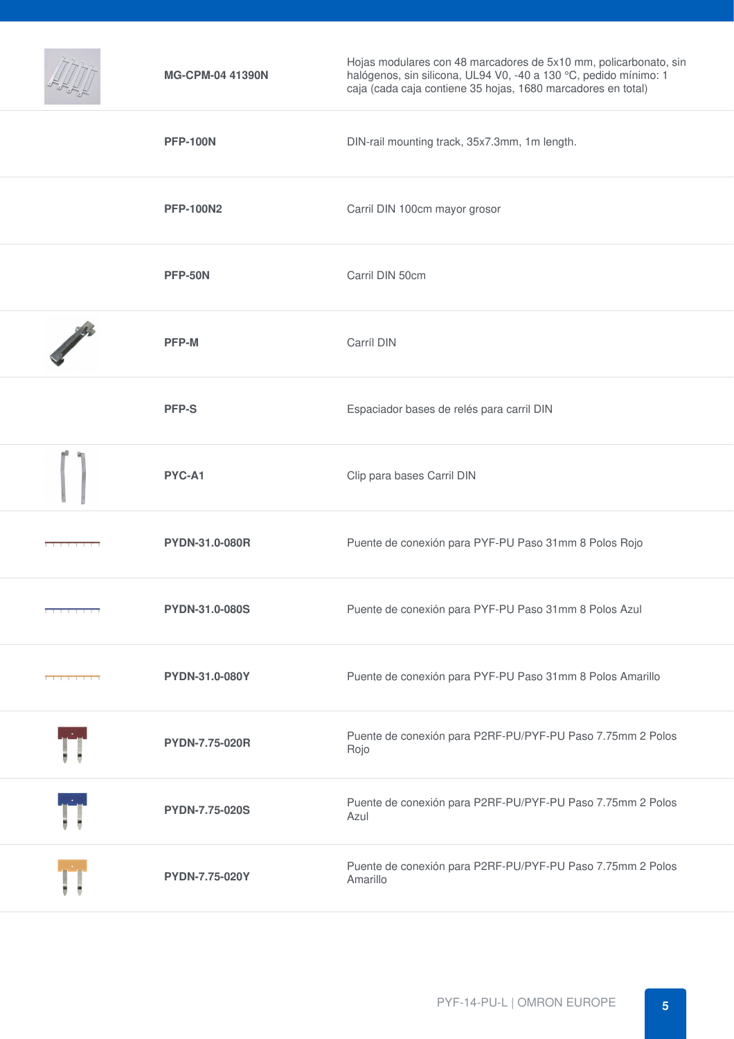| Referencia | Descripción |
|---|---|
| **MG-CPM-04 41390N** | Hojas modulares con 48 marcadores de 5x10 mm, policarbonato, sin halógenos, sin silicona, UL94 V0, -40 a 130 °C, pedido mínimo: 1 caja (cada caja contiene 35 hojas, 1680 marcadores en total) |
| **PFP-100N** | DIN-rail mounting track, 35x7.3mm, 1m length. |
| **PFP-100N2** | Carril DIN 100cm mayor grosor |
| **PFP-50N** | Carril DIN 50cm |
| **PFP-M** | Carríl DIN |
| **PFP-S** | Espaciador bases de relés para carril DIN |
| **PYC-A1** | Clip para bases Carril DIN |
| **PYDN-31.0-080R** | Puente de conexión para PYF-PU Paso 31mm 8 Polos Rojo |
| **PYDN-31.0-080S** | Puente de conexión para PYF-PU Paso 31mm 8 Polos Azul |
| **PYDN-31.0-080Y** | Puente de conexión para PYF-PU Paso 31mm 8 Polos Amarillo |
| **PYDN-7.75-020R** | Puente de conexión para P2RF-PU/PYF-PU Paso 7.75mm 2 Polos Rojo |
| **PYDN-7.75-020S** | Puente de conexión para P2RF-PU/PYF-PU Paso 7.75mm 2 Polos Azul |
| **PYDN-7.75-020Y** | Puente de conexión para P2RF-PU/PYF-PU Paso 7.75mm 2 Polos Amarillo |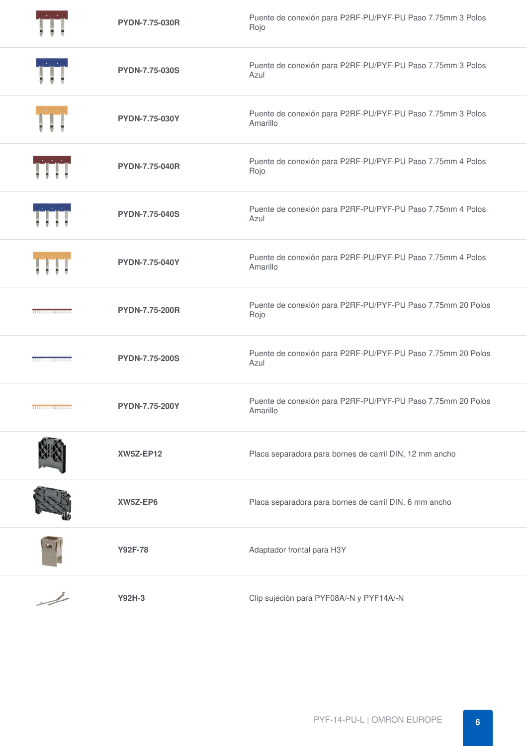| | | |
|---|---|---|
| | **PYDN-7.75-030R** | Puente de conexión para P2RF-PU/PYF-PU Paso 7.75mm 3 Polos Rojo |
| | **PYDN-7.75-030S** | Puente de conexión para P2RF-PU/PYF-PU Paso 7.75mm 3 Polos Azul |
| | **PYDN-7.75-030Y** | Puente de conexión para P2RF-PU/PYF-PU Paso 7.75mm 3 Polos Amarillo |
| | **PYDN-7.75-040R** | Puente de conexión para P2RF-PU/PYF-PU Paso 7.75mm 4 Polos Rojo |
| | **PYDN-7.75-040S** | Puente de conexión para P2RF-PU/PYF-PU Paso 7.75mm 4 Polos Azul |
| | **PYDN-7.75-040Y** | Puente de conexión para P2RF-PU/PYF-PU Paso 7.75mm 4 Polos Amarillo |
| | **PYDN-7.75-200R** | Puente de conexión para P2RF-PU/PYF-PU Paso 7.75mm 20 Polos Rojo |
| | **PYDN-7.75-200S** | Puente de conexión para P2RF-PU/PYF-PU Paso 7.75mm 20 Polos Azul |
| | **PYDN-7.75-200Y** | Puente de conexión para P2RF-PU/PYF-PU Paso 7.75mm 20 Polos Amarillo |
| | **XW5Z-EP12** | Placa separadora para bornes de carril DIN, 12 mm ancho |
| | **XW5Z-EP6** | Placa separadora para bornes de carril DIN, 6 mm ancho |
| | **Y92F-78** | Adaptador frontal para H3Y |
| | **Y92H-3** | Clip sujeción para PYF08A/-N y PYF14A/-N |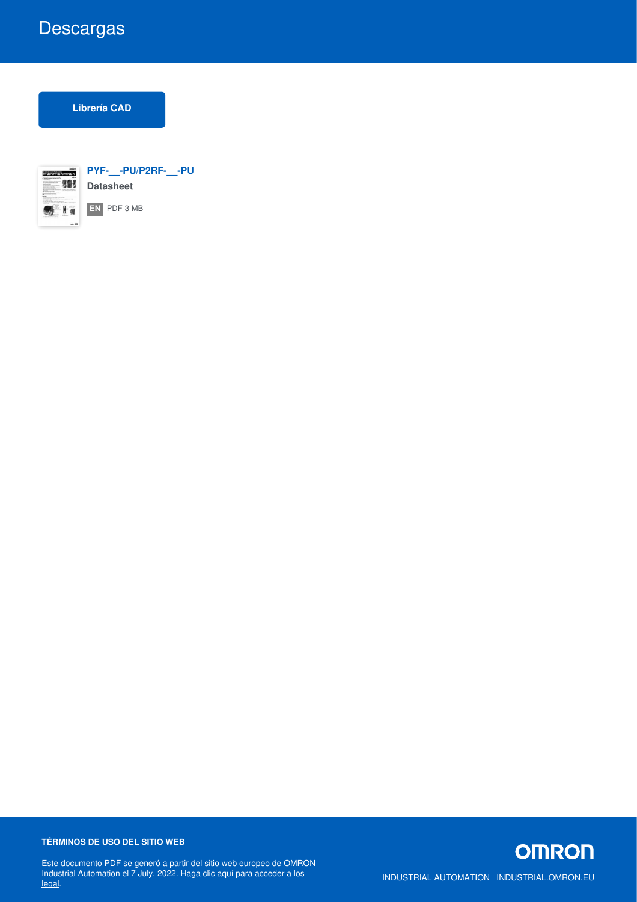# Descargas

**Librería CAD**

**PYF-__-PU/P2RF-__-PU**

**Datasheet**

EN PDF 3 MB

**TÉRMINOS DE USO DEL SITIO WEB**

Este documento PDF se generó a partir del sitio web europeo de OMRON Industrial Automation el 7 July, 2022. Haga clic aquí para acceder a los legal.

OMRON

INDUSTRIAL AUTOMATION | INDUSTRIAL.OMRON.EU